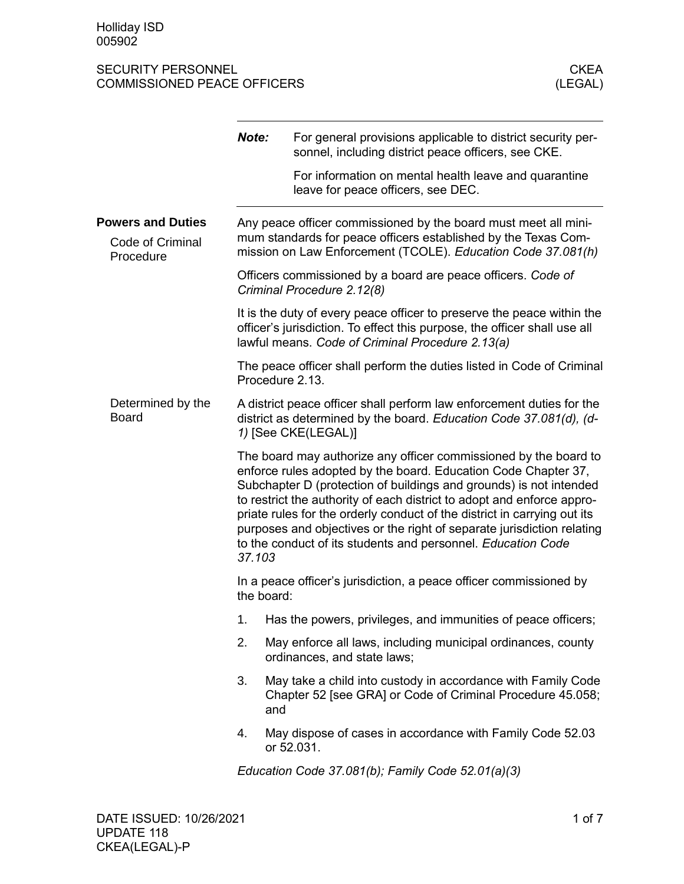Holliday ISD
005902

SECURITY PERSONNEL
COMMISSIONED PEACE OFFICERS

CKEA
(LEGAL)

**Note:** For general provisions applicable to district security personnel, including district peace officers, see CKE.

For information on mental health leave and quarantine leave for peace officers, see DEC.

## Powers and Duties

### Code of Criminal Procedure

Any peace officer commissioned by the board must meet all minimum standards for peace officers established by the Texas Commission on Law Enforcement (TCOLE). *Education Code 37.081(h)*

Officers commissioned by a board are peace officers. *Code of Criminal Procedure 2.12(8)*

It is the duty of every peace officer to preserve the peace within the officer's jurisdiction. To effect this purpose, the officer shall use all lawful means. *Code of Criminal Procedure 2.13(a)*

The peace officer shall perform the duties listed in Code of Criminal Procedure 2.13.

### Determined by the Board

A district peace officer shall perform law enforcement duties for the district as determined by the board. *Education Code 37.081(d), (d-1)* [See CKE(LEGAL)]

The board may authorize any officer commissioned by the board to enforce rules adopted by the board. Education Code Chapter 37, Subchapter D (protection of buildings and grounds) is not intended to restrict the authority of each district to adopt and enforce appropriate rules for the orderly conduct of the district in carrying out its purposes and objectives or the right of separate jurisdiction relating to the conduct of its students and personnel. *Education Code 37.103*

In a peace officer's jurisdiction, a peace officer commissioned by the board:

1. Has the powers, privileges, and immunities of peace officers;
2. May enforce all laws, including municipal ordinances, county ordinances, and state laws;
3. May take a child into custody in accordance with Family Code Chapter 52 [see GRA] or Code of Criminal Procedure 45.058; and
4. May dispose of cases in accordance with Family Code 52.03 or 52.031.

*Education Code 37.081(b); Family Code 52.01(a)(3)*

DATE ISSUED: 10/26/2021
UPDATE 118
CKEA(LEGAL)-P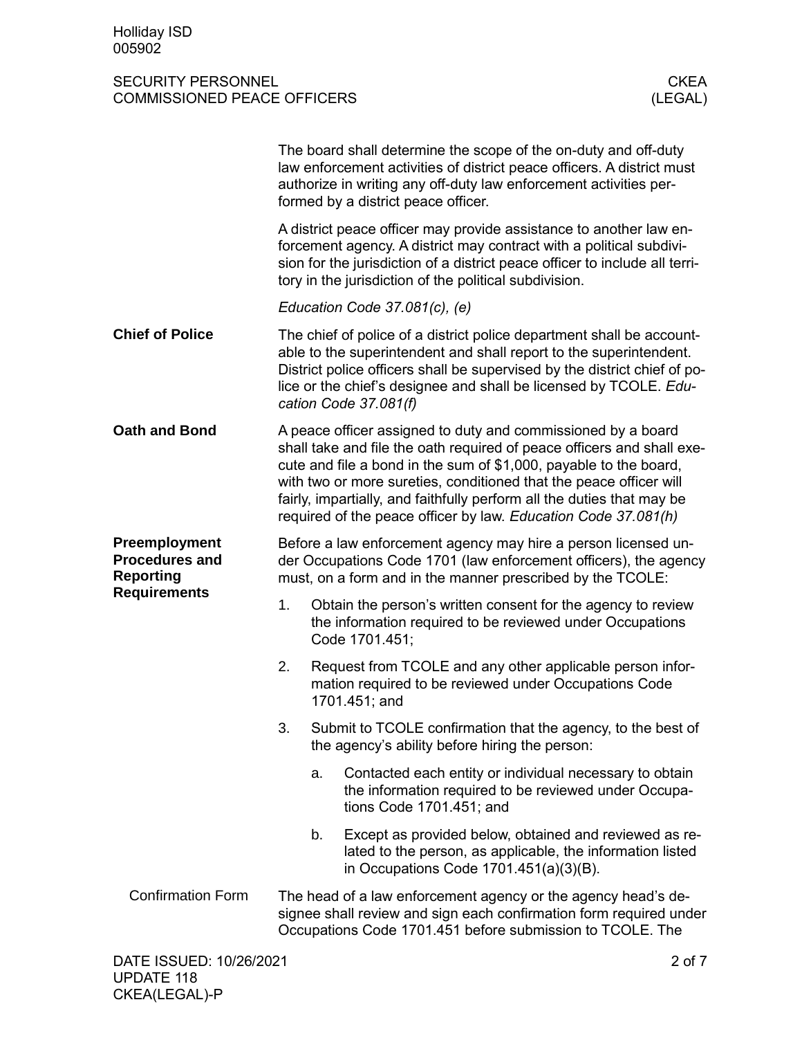The board shall determine the scope of the on-duty and off-duty law enforcement activities of district peace officers. A district must authorize in writing any off-duty law enforcement activities performed by a district peace officer.

A district peace officer may provide assistance to another law enforcement agency. A district may contract with a political subdivision for the jurisdiction of a district peace officer to include all territory in the jurisdiction of the political subdivision.

*Education Code 37.081(c), (e)*

## Chief of Police

The chief of police of a district police department shall be accountable to the superintendent and shall report to the superintendent. District police officers shall be supervised by the district chief of police or the chief's designee and shall be licensed by TCOLE. *Education Code 37.081(f)*

## Oath and Bond

A peace officer assigned to duty and commissioned by a board shall take and file the oath required of peace officers and shall execute and file a bond in the sum of $1,000, payable to the board, with two or more sureties, conditioned that the peace officer will fairly, impartially, and faithfully perform all the duties that may be required of the peace officer by law. *Education Code 37.081(h)*

## Preemployment Procedures and Reporting Requirements

Before a law enforcement agency may hire a person licensed under Occupations Code 1701 (law enforcement officers), the agency must, on a form and in the manner prescribed by the TCOLE:

1. Obtain the person's written consent for the agency to review the information required to be reviewed under Occupations Code 1701.451;
2. Request from TCOLE and any other applicable person information required to be reviewed under Occupations Code 1701.451; and
3. Submit to TCOLE confirmation that the agency, to the best of the agency's ability before hiring the person:
    a. Contacted each entity or individual necessary to obtain the information required to be reviewed under Occupations Code 1701.451; and
    b. Except as provided below, obtained and reviewed as related to the person, as applicable, the information listed in Occupations Code 1701.451(a)(3)(B).

### Confirmation Form

The head of a law enforcement agency or the agency head's designee shall review and sign each confirmation form required under Occupations Code 1701.451 before submission to TCOLE. The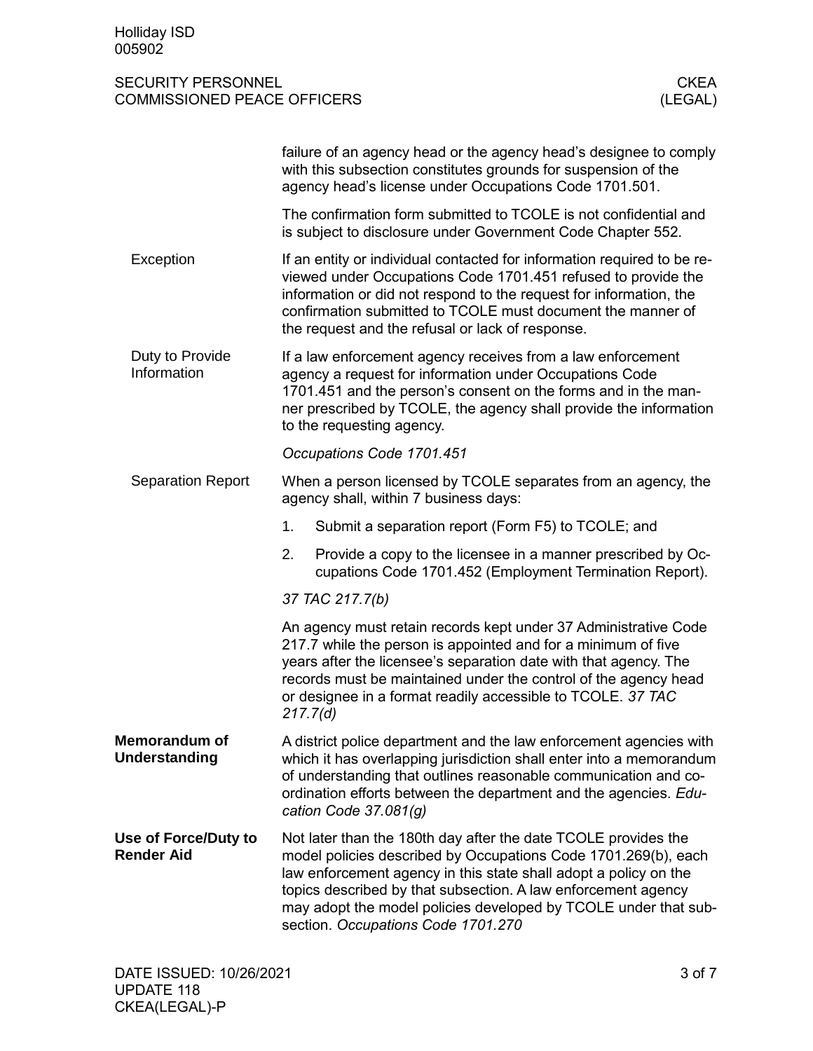failure of an agency head or the agency head's designee to comply with this subsection constitutes grounds for suspension of the agency head's license under Occupations Code 1701.501.

The confirmation form submitted to TCOLE is not confidential and is subject to disclosure under Government Code Chapter 552.

### Exception

If an entity or individual contacted for information required to be reviewed under Occupations Code 1701.451 refused to provide the information or did not respond to the request for information, the confirmation submitted to TCOLE must document the manner of the request and the refusal or lack of response.

### Duty to Provide Information

If a law enforcement agency receives from a law enforcement agency a request for information under Occupations Code 1701.451 and the person's consent on the forms and in the manner prescribed by TCOLE, the agency shall provide the information to the requesting agency.

*Occupations Code 1701.451*

### Separation Report

When a person licensed by TCOLE separates from an agency, the agency shall, within 7 business days:

1. Submit a separation report (Form F5) to TCOLE; and
2. Provide a copy to the licensee in a manner prescribed by Occupations Code 1701.452 (Employment Termination Report).

*37 TAC 217.7(b)*

An agency must retain records kept under 37 Administrative Code 217.7 while the person is appointed and for a minimum of five years after the licensee's separation date with that agency. The records must be maintained under the control of the agency head or designee in a format readily accessible to TCOLE. *37 TAC 217.7(d)*

## Memorandum of Understanding

A district police department and the law enforcement agencies with which it has overlapping jurisdiction shall enter into a memorandum of understanding that outlines reasonable communication and coordination efforts between the department and the agencies. *Education Code 37.081(g)*

## Use of Force/Duty to Render Aid

Not later than the 180th day after the date TCOLE provides the model policies described by Occupations Code 1701.269(b), each law enforcement agency in this state shall adopt a policy on the topics described by that subsection. A law enforcement agency may adopt the model policies developed by TCOLE under that subsection. *Occupations Code 1701.270*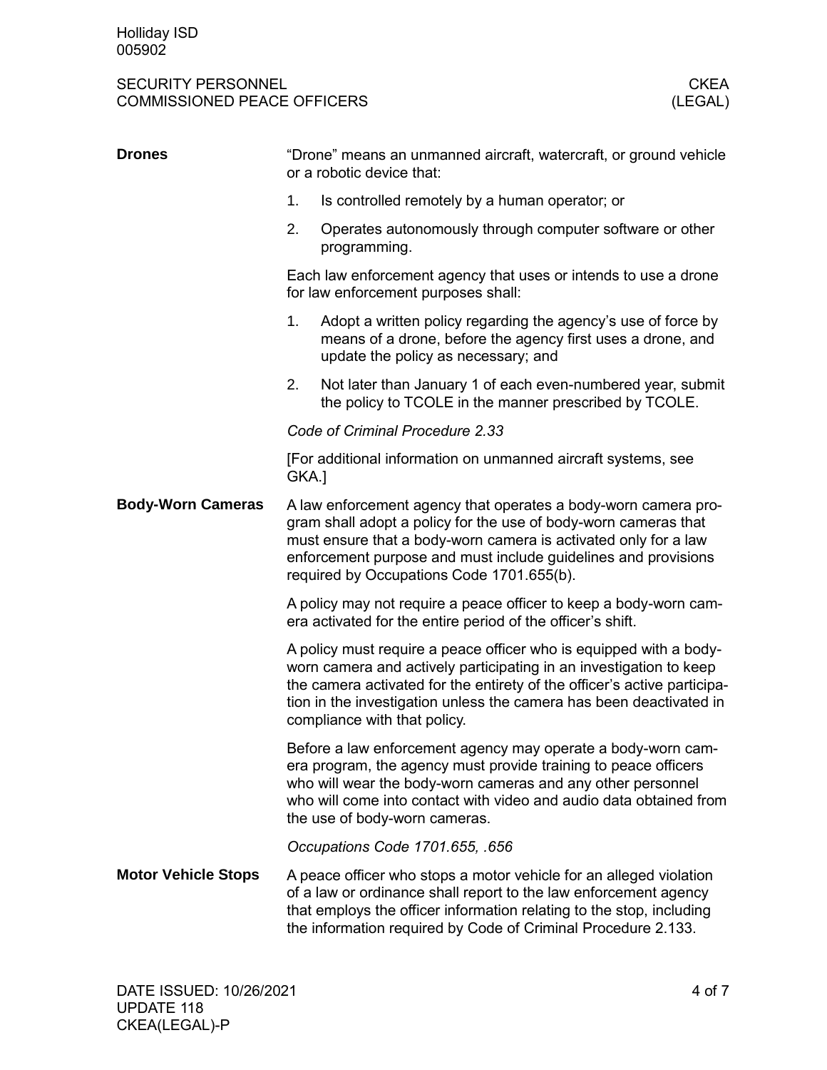## Drones

"Drone" means an unmanned aircraft, watercraft, or ground vehicle or a robotic device that:

1. Is controlled remotely by a human operator; or
2. Operates autonomously through computer software or other programming.

Each law enforcement agency that uses or intends to use a drone for law enforcement purposes shall:

1. Adopt a written policy regarding the agency's use of force by means of a drone, before the agency first uses a drone, and update the policy as necessary; and
2. Not later than January 1 of each even-numbered year, submit the policy to TCOLE in the manner prescribed by TCOLE.

*Code of Criminal Procedure 2.33*

[For additional information on unmanned aircraft systems, see GKA.]

## Body-Worn Cameras

A law enforcement agency that operates a body-worn camera program shall adopt a policy for the use of body-worn cameras that must ensure that a body-worn camera is activated only for a law enforcement purpose and must include guidelines and provisions required by Occupations Code 1701.655(b).

A policy may not require a peace officer to keep a body-worn camera activated for the entire period of the officer's shift.

A policy must require a peace officer who is equipped with a body-worn camera and actively participating in an investigation to keep the camera activated for the entirety of the officer's active participation in the investigation unless the camera has been deactivated in compliance with that policy.

Before a law enforcement agency may operate a body-worn camera program, the agency must provide training to peace officers who will wear the body-worn cameras and any other personnel who will come into contact with video and audio data obtained from the use of body-worn cameras.

*Occupations Code 1701.655, .656*

## Motor Vehicle Stops

A peace officer who stops a motor vehicle for an alleged violation of a law or ordinance shall report to the law enforcement agency that employs the officer information relating to the stop, including the information required by Code of Criminal Procedure 2.133.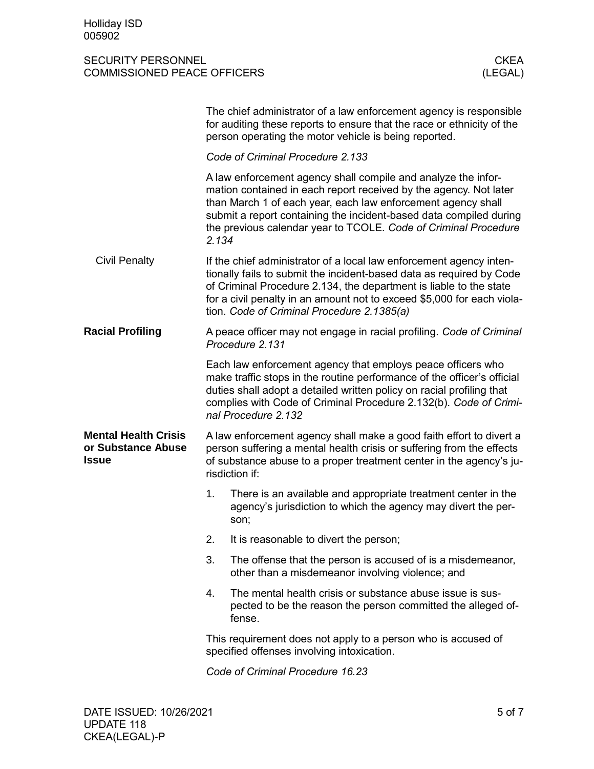The chief administrator of a law enforcement agency is responsible for auditing these reports to ensure that the race or ethnicity of the person operating the motor vehicle is being reported.

*Code of Criminal Procedure 2.133*

A law enforcement agency shall compile and analyze the information contained in each report received by the agency. Not later than March 1 of each year, each law enforcement agency shall submit a report containing the incident-based data compiled during the previous calendar year to TCOLE. *Code of Criminal Procedure 2.134*

### Civil Penalty

If the chief administrator of a local law enforcement agency intentionally fails to submit the incident-based data as required by Code of Criminal Procedure 2.134, the department is liable to the state for a civil penalty in an amount not to exceed $5,000 for each violation. *Code of Criminal Procedure 2.1385(a)*

## Racial Profiling

A peace officer may not engage in racial profiling. *Code of Criminal Procedure 2.131*

Each law enforcement agency that employs peace officers who make traffic stops in the routine performance of the officer's official duties shall adopt a detailed written policy on racial profiling that complies with Code of Criminal Procedure 2.132(b). *Code of Criminal Procedure 2.132*

## Mental Health Crisis or Substance Abuse Issue

A law enforcement agency shall make a good faith effort to divert a person suffering a mental health crisis or suffering from the effects of substance abuse to a proper treatment center in the agency's jurisdiction if:

1. There is an available and appropriate treatment center in the agency's jurisdiction to which the agency may divert the person;
2. It is reasonable to divert the person;
3. The offense that the person is accused of is a misdemeanor, other than a misdemeanor involving violence; and
4. The mental health crisis or substance abuse issue is suspected to be the reason the person committed the alleged offense.

This requirement does not apply to a person who is accused of specified offenses involving intoxication.

*Code of Criminal Procedure 16.23*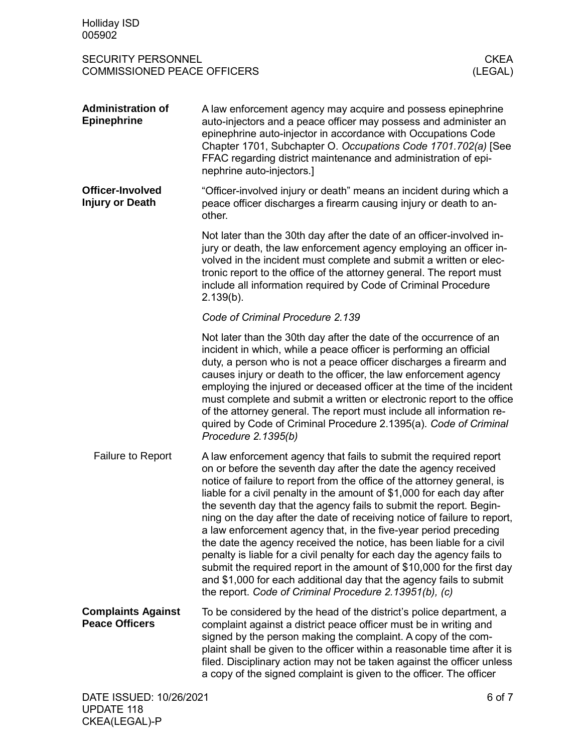## Administration of Epinephrine

A law enforcement agency may acquire and possess epinephrine auto-injectors and a peace officer may possess and administer an epinephrine auto-injector in accordance with Occupations Code Chapter 1701, Subchapter O. *Occupations Code 1701.702(a)* [See FFAC regarding district maintenance and administration of epinephrine auto-injectors.]

## Officer-Involved Injury or Death

"Officer-involved injury or death" means an incident during which a peace officer discharges a firearm causing injury or death to another.

Not later than the 30th day after the date of an officer-involved injury or death, the law enforcement agency employing an officer involved in the incident must complete and submit a written or electronic report to the office of the attorney general. The report must include all information required by Code of Criminal Procedure 2.139(b).

*Code of Criminal Procedure 2.139*

Not later than the 30th day after the date of the occurrence of an incident in which, while a peace officer is performing an official duty, a person who is not a peace officer discharges a firearm and causes injury or death to the officer, the law enforcement agency employing the injured or deceased officer at the time of the incident must complete and submit a written or electronic report to the office of the attorney general. The report must include all information required by Code of Criminal Procedure 2.1395(a). *Code of Criminal Procedure 2.1395(b)*

### Failure to Report

A law enforcement agency that fails to submit the required report on or before the seventh day after the date the agency received notice of failure to report from the office of the attorney general, is liable for a civil penalty in the amount of $1,000 for each day after the seventh day that the agency fails to submit the report. Beginning on the day after the date of receiving notice of failure to report, a law enforcement agency that, in the five-year period preceding the date the agency received the notice, has been liable for a civil penalty is liable for a civil penalty for each day the agency fails to submit the required report in the amount of $10,000 for the first day and $1,000 for each additional day that the agency fails to submit the report. *Code of Criminal Procedure 2.13951(b), (c)*

## Complaints Against Peace Officers

To be considered by the head of the district's police department, a complaint against a district peace officer must be in writing and signed by the person making the complaint. A copy of the complaint shall be given to the officer within a reasonable time after it is filed. Disciplinary action may not be taken against the officer unless a copy of the signed complaint is given to the officer. The officer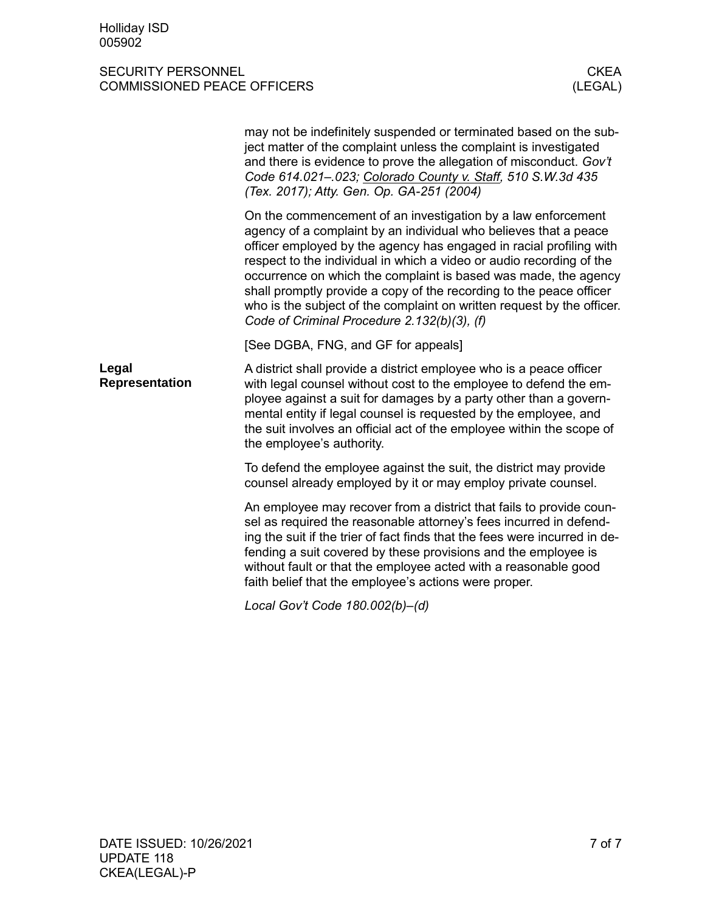may not be indefinitely suspended or terminated based on the subject matter of the complaint unless the complaint is investigated and there is evidence to prove the allegation of misconduct. *Gov't Code 614.021–.023; Colorado County v. Staff, 510 S.W.3d 435 (Tex. 2017); Atty. Gen. Op. GA-251 (2004)*

On the commencement of an investigation by a law enforcement agency of a complaint by an individual who believes that a peace officer employed by the agency has engaged in racial profiling with respect to the individual in which a video or audio recording of the occurrence on which the complaint is based was made, the agency shall promptly provide a copy of the recording to the peace officer who is the subject of the complaint on written request by the officer. *Code of Criminal Procedure 2.132(b)(3), (f)*

[See DGBA, FNG, and GF for appeals]

## Legal Representation

A district shall provide a district employee who is a peace officer with legal counsel without cost to the employee to defend the employee against a suit for damages by a party other than a governmental entity if legal counsel is requested by the employee, and the suit involves an official act of the employee within the scope of the employee's authority.

To defend the employee against the suit, the district may provide counsel already employed by it or may employ private counsel.

An employee may recover from a district that fails to provide counsel as required the reasonable attorney's fees incurred in defending the suit if the trier of fact finds that the fees were incurred in defending a suit covered by these provisions and the employee is without fault or that the employee acted with a reasonable good faith belief that the employee's actions were proper.

*Local Gov't Code 180.002(b)–(d)*